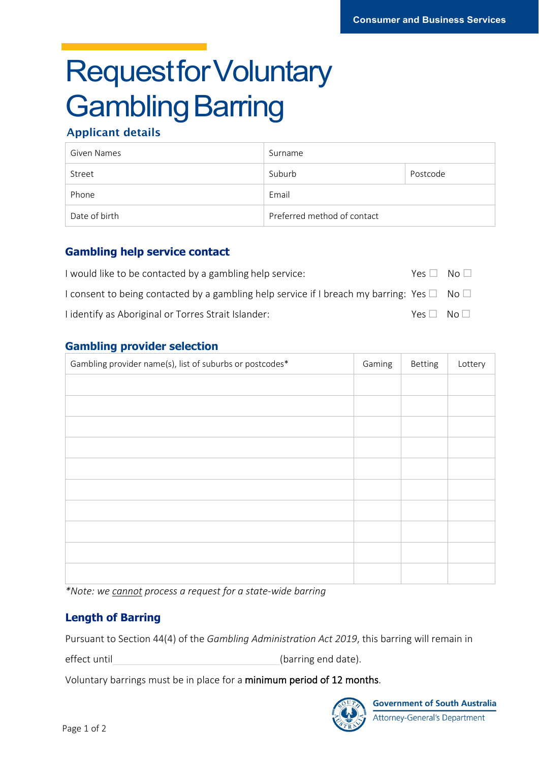Consumer and Business Services

# Request for Voluntary Gambling Barring

## Applicant details

| Given Names | Surname | |
|---|---|---|
| Street | Suburb | Postcode |
| Phone | Email | |
| Date of birth | Preferred method of contact | |

## Gambling help service contact

I would like to be contacted by a gambling help service: Yes ☐ No ☐

I consent to being contacted by a gambling help service if I breach my barring: Yes ☐ No ☐

I identify as Aboriginal or Torres Strait Islander: Yes ☐ No ☐

## Gambling provider selection

| Gambling provider name(s), list of suburbs or postcodes* | Gaming | Betting | Lottery |
|---|---|---|---|
| | | | |
| | | | |
| | | | |
| | | | |
| | | | |
| | | | |
| | | | |
| | | | |
| | | | |
| | | | |

*\*Note: we cannot process a request for a state-wide barring*

## Length of Barring

Pursuant to Section 44(4) of the *Gambling Administration Act 2019*, this barring will remain in effect until ______________________ (barring end date).

Voluntary barrings must be in place for a minimum period of 12 months.

Government of South Australia
Attorney-General's Department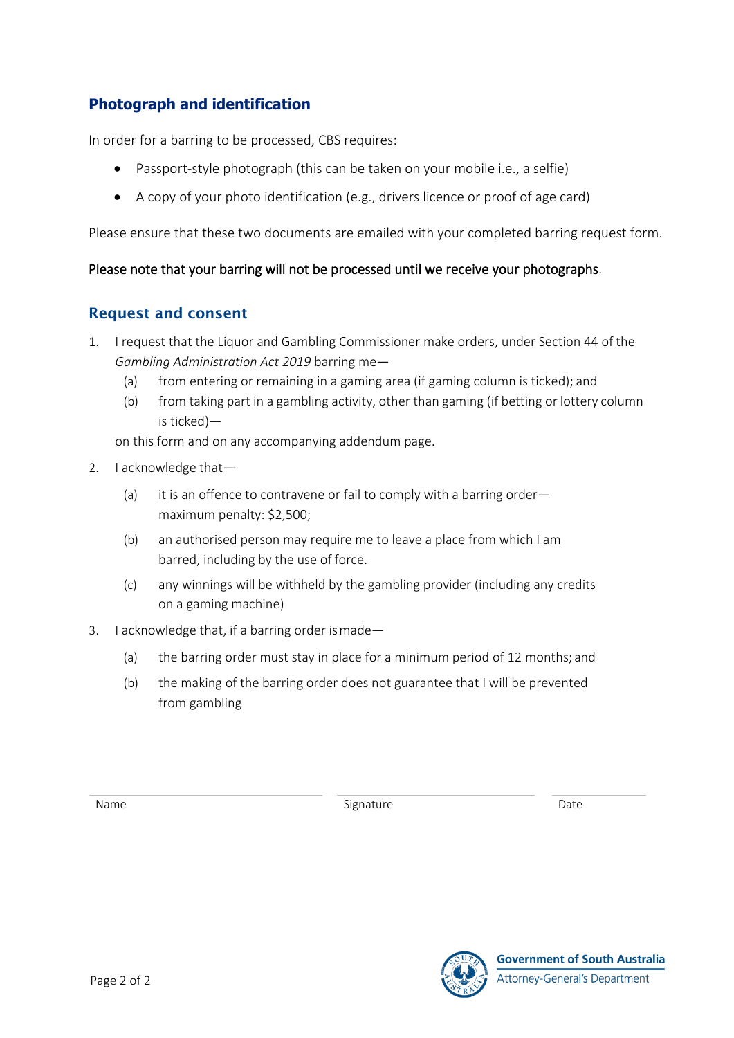## Photograph and identification

In order for a barring to be processed, CBS requires:

- Passport-style photograph (this can be taken on your mobile i.e., a selfie)
- A copy of your photo identification (e.g., drivers licence or proof of age card)

Please ensure that these two documents are emailed with your completed barring request form.

Please note that your barring will not be processed until we receive your photographs.

## Request and consent

1. I request that the Liquor and Gambling Commissioner make orders, under Section 44 of the *Gambling Administration Act 2019* barring me—
   (a) from entering or remaining in a gaming area (if gaming column is ticked); and
   (b) from taking part in a gambling activity, other than gaming (if betting or lottery column is ticked)—

   on this form and on any accompanying addendum page.

2. I acknowledge that—
   (a) it is an offence to contravene or fail to comply with a barring order—maximum penalty: $2,500;
   (b) an authorised person may require me to leave a place from which I am barred, including by the use of force.
   (c) any winnings will be withheld by the gambling provider (including any credits on a gaming machine)

3. I acknowledge that, if a barring order is made—
   (a) the barring order must stay in place for a minimum period of 12 months; and
   (b) the making of the barring order does not guarantee that I will be prevented from gambling

Name | Signature | Date

Government of South Australia
Attorney-General's Department